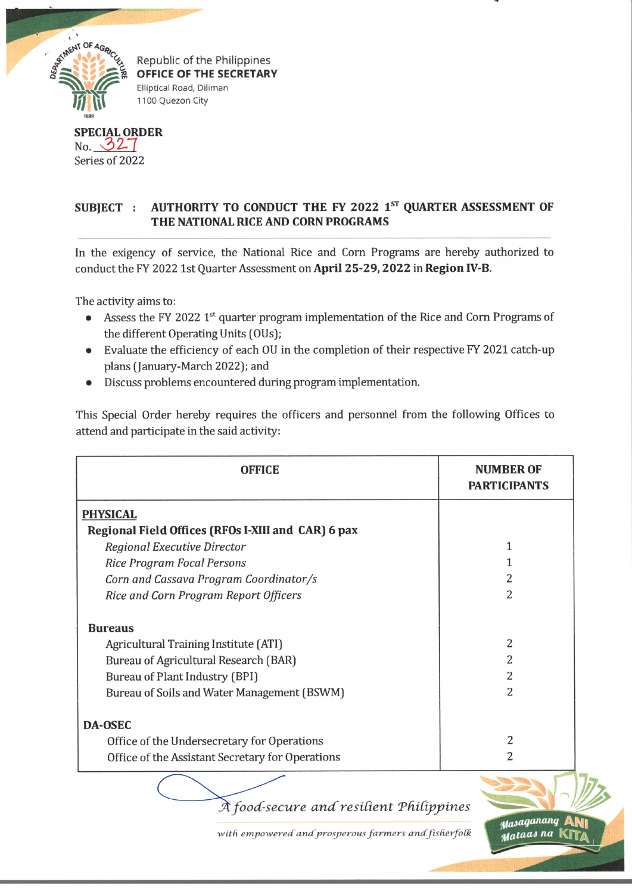Republic of the Philippines
**OFFICE OF THE SECRETARY**
Elliptical Road, Diliman
1100 Quezon City

**SPECIAL ORDER**
No. 327
Series of 2022

**SUBJECT : AUTHORITY TO CONDUCT THE FY 2022 1ST QUARTER ASSESSMENT OF THE NATIONAL RICE AND CORN PROGRAMS**

In the exigency of service, the National Rice and Corn Programs are hereby authorized to conduct the FY 2022 1st Quarter Assessment on **April 25-29, 2022** in **Region IV-B**.

The activity aims to:

- Assess the FY 2022 1st quarter program implementation of the Rice and Corn Programs of the different Operating Units (OUs);
- Evaluate the efficiency of each OU in the completion of their respective FY 2021 catch-up plans (January-March 2022); and
- Discuss problems encountered during program implementation.

This Special Order hereby requires the officers and personnel from the following Offices to attend and participate in the said activity:

| OFFICE | NUMBER OF PARTICIPANTS |
|---|---|
| **PHYSICAL** | |
| **Regional Field Offices (RFOs I-XIII and CAR) 6 pax** | |
| *Regional Executive Director* | 1 |
| *Rice Program Focal Persons* | 1 |
| *Corn and Cassava Program Coordinator/s* | 2 |
| *Rice and Corn Program Report Officers* | 2 |
| **Bureaus** | |
| Agricultural Training Institute (ATI) | 2 |
| Bureau of Agricultural Research (BAR) | 2 |
| Bureau of Plant Industry (BPI) | 2 |
| Bureau of Soils and Water Management (BSWM) | 2 |
| **DA-OSEC** | |
| Office of the Undersecretary for Operations | 2 |
| Office of the Assistant Secretary for Operations | 2 |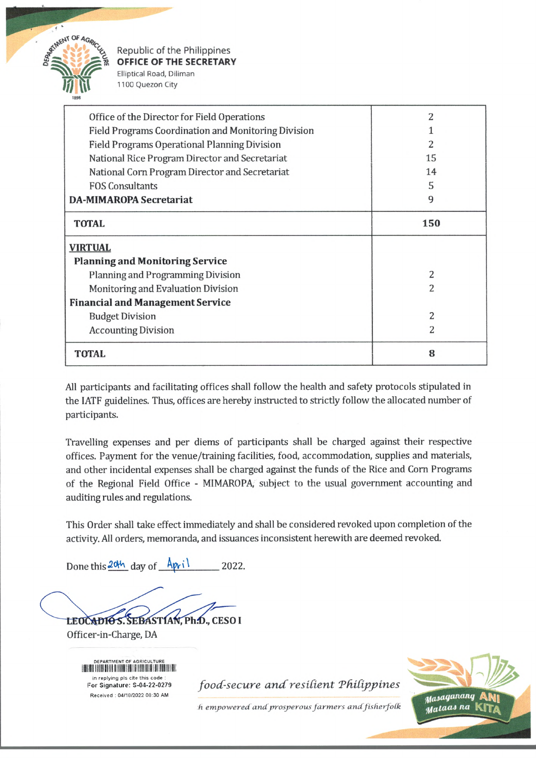Republic of the Philippines
**OFFICE OF THE SECRETARY**
Elliptical Road, Diliman
1100 Quezon City

| | |
|---|---|
| Office of the Director for Field Operations | 2 |
| Field Programs Coordination and Monitoring Division | 1 |
| Field Programs Operational Planning Division | 2 |
| National Rice Program Director and Secretariat | 15 |
| National Corn Program Director and Secretariat | 14 |
| FOS Consultants | 5 |
| **DA-MIMAROPA Secretariat** | 9 |
| **TOTAL** | **150** |
| **VIRTUAL** | |
| **Planning and Monitoring Service** | |
| Planning and Programming Division | 2 |
| Monitoring and Evaluation Division | 2 |
| **Financial and Management Service** | |
| Budget Division | 2 |
| Accounting Division | 2 |
| **TOTAL** | **8** |

All participants and facilitating offices shall follow the health and safety protocols stipulated in the IATF guidelines. Thus, offices are hereby instructed to strictly follow the allocated number of participants.

Travelling expenses and per diems of participants shall be charged against their respective offices. Payment for the venue/training facilities, food, accommodation, supplies and materials, and other incidental expenses shall be charged against the funds of the Rice and Corn Programs of the Regional Field Office - MIMAROPA, subject to the usual government accounting and auditing rules and regulations.

This Order shall take effect immediately and shall be considered revoked upon completion of the activity. All orders, memoranda, and issuances inconsistent herewith are deemed revoked.

Done this 20th day of April 2022.

**LEOCADIO S. SEBASTIAN, Ph.D., CESO I**
Officer-in-Charge, DA

DEPARTMENT OF AGRICULTURE
in replying pls cite this code :
For Signature: S-04-22-0279
Received : 04/18/2022 08:30 AM

*food-secure and resilient Philippines*
*with empowered and prosperous farmers and fisherfolk*

Masaganang ANI Mataas na KITA